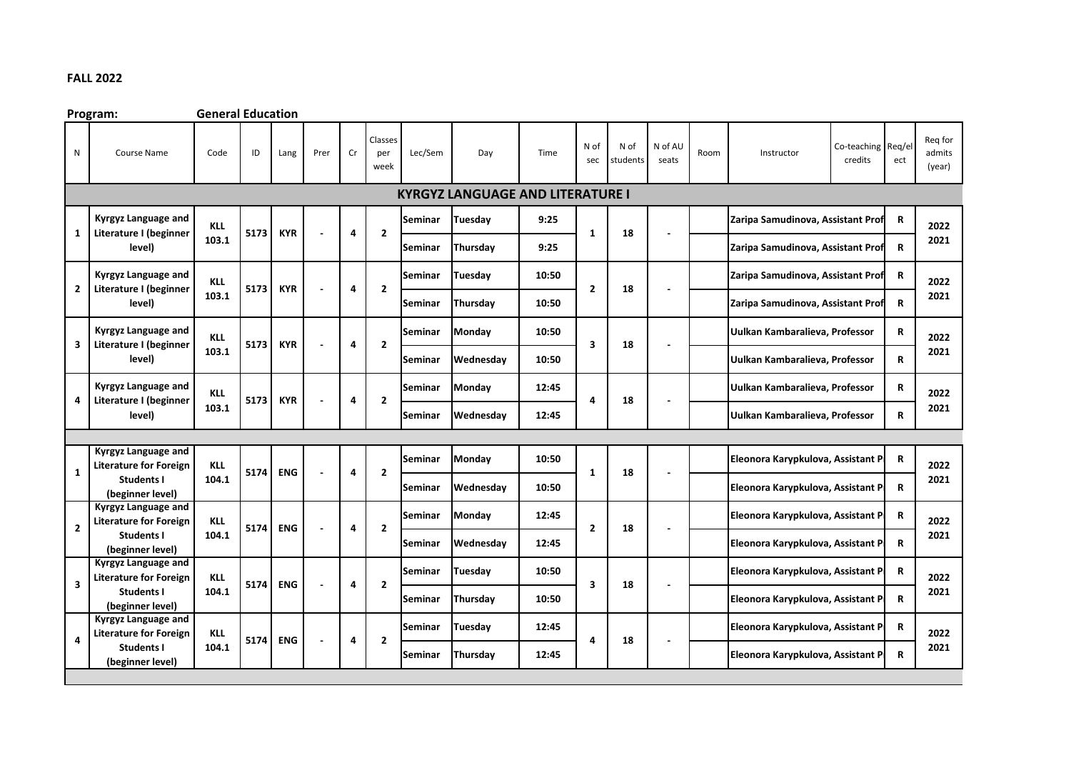**FALL 2022**

**Program:** **General Education**

| N | Course Name | Code | ID | Lang | Prer | Cr | Classes per week | Lec/Sem | Day | Time | N of sec | N of students | N of AU seats | Room | Instructor | Co-teaching credits | Req/elect | Req for admits (year) |
|---|---|---|---|---|---|---|---|---|---|---|---|---|---|---|---|---|---|---|
| **KYRGYZ LANGUAGE AND LITERATURE I** | | | | | | | | | | | | | | | | | | |
| **1** | **Kyrgyz Language and Literature I (beginner level)** | **KLL 103.1** | **5173** | **KYR** | **-** | **4** | **2** | **Seminar** | **Tuesday** | **9:25** | **1** | **18** | **-** | | **Zaripa Samudinova, Assistant Prof** | | **R** | **2022 2021** |
| | | | | | | | | **Seminar** | **Thursday** | **9:25** | | | | | **Zaripa Samudinova, Assistant Prof** | | **R** | |
| **2** | **Kyrgyz Language and Literature I (beginner level)** | **KLL 103.1** | **5173** | **KYR** | **-** | **4** | **2** | **Seminar** | **Tuesday** | **10:50** | **2** | **18** | **-** | | **Zaripa Samudinova, Assistant Prof** | | **R** | **2022 2021** |
| | | | | | | | | **Seminar** | **Thursday** | **10:50** | | | | | **Zaripa Samudinova, Assistant Prof** | | **R** | |
| **3** | **Kyrgyz Language and Literature I (beginner level)** | **KLL 103.1** | **5173** | **KYR** | **-** | **4** | **2** | **Seminar** | **Monday** | **10:50** | **3** | **18** | **-** | | **Uulkan Kambaralieva, Professor** | | **R** | **2022 2021** |
| | | | | | | | | **Seminar** | **Wednesday** | **10:50** | | | | | **Uulkan Kambaralieva, Professor** | | **R** | |
| **4** | **Kyrgyz Language and Literature I (beginner level)** | **KLL 103.1** | **5173** | **KYR** | **-** | **4** | **2** | **Seminar** | **Monday** | **12:45** | **4** | **18** | **-** | | **Uulkan Kambaralieva, Professor** | | **R** | **2022 2021** |
| | | | | | | | | **Seminar** | **Wednesday** | **12:45** | | | | | **Uulkan Kambaralieva, Professor** | | **R** | |
| | | | | | | | | | | | | | | | | | | |
| **1** | **Kyrgyz Language and Literature for Foreign Students I (beginner level)** | **KLL 104.1** | **5174** | **ENG** | **-** | **4** | **2** | **Seminar** | **Monday** | **10:50** | **1** | **18** | **-** | | **Eleonora Karypkulova, Assistant P** | | **R** | **2022 2021** |
| | | | | | | | | **Seminar** | **Wednesday** | **10:50** | | | | | **Eleonora Karypkulova, Assistant P** | | **R** | |
| **2** | **Kyrgyz Language and Literature for Foreign Students I (beginner level)** | **KLL 104.1** | **5174** | **ENG** | **-** | **4** | **2** | **Seminar** | **Monday** | **12:45** | **2** | **18** | **-** | | **Eleonora Karypkulova, Assistant P** | | **R** | **2022 2021** |
| | | | | | | | | **Seminar** | **Wednesday** | **12:45** | | | | | **Eleonora Karypkulova, Assistant P** | | **R** | |
| **3** | **Kyrgyz Language and Literature for Foreign Students I (beginner level)** | **KLL 104.1** | **5174** | **ENG** | **-** | **4** | **2** | **Seminar** | **Tuesday** | **10:50** | **3** | **18** | **-** | | **Eleonora Karypkulova, Assistant P** | | **R** | **2022 2021** |
| | | | | | | | | **Seminar** | **Thursday** | **10:50** | | | | | **Eleonora Karypkulova, Assistant P** | | **R** | |
| **4** | **Kyrgyz Language and Literature for Foreign Students I (beginner level)** | **KLL 104.1** | **5174** | **ENG** | **-** | **4** | **2** | **Seminar** | **Tuesday** | **12:45** | **4** | **18** | **-** | | **Eleonora Karypkulova, Assistant P** | | **R** | **2022 2021** |
| | | | | | | | | **Seminar** | **Thursday** | **12:45** | | | | | **Eleonora Karypkulova, Assistant P** | | **R** | |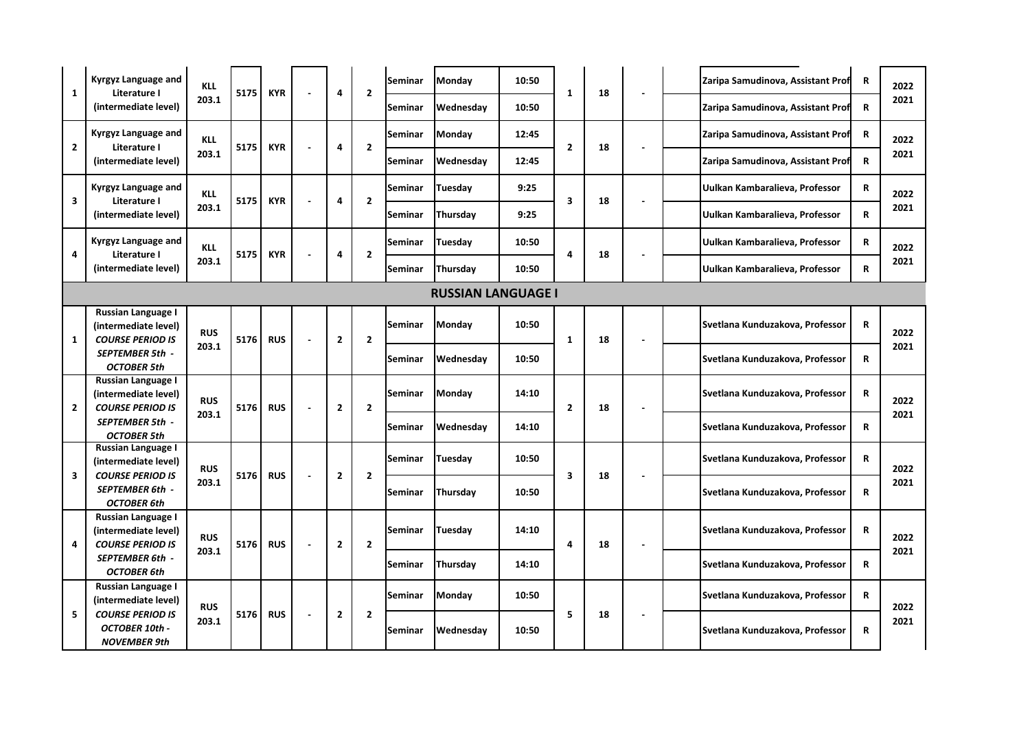| 1 | Kyrgyz Language and Literature I (intermediate level) | KLL 203.1 | 5175 | KYR | - | 4 | 2 | Seminar | Monday | 10:50 | 1 | 18 | - | | Zaripa Samudinova, Assistant Prof | R | 2022 2021 |
|---|---|---|---|---|---|---|---|---|---|---|---|---|---|---|---|---|---|
| | | | | | | | | Seminar | Wednesday | 10:50 | | | | | Zaripa Samudinova, Assistant Prof | R | |
| 2 | Kyrgyz Language and Literature I (intermediate level) | KLL 203.1 | 5175 | KYR | - | 4 | 2 | Seminar | Monday | 12:45 | 2 | 18 | - | | Zaripa Samudinova, Assistant Prof | R | 2022 2021 |
| | | | | | | | | Seminar | Wednesday | 12:45 | | | | | Zaripa Samudinova, Assistant Prof | R | |
| 3 | Kyrgyz Language and Literature I (intermediate level) | KLL 203.1 | 5175 | KYR | - | 4 | 2 | Seminar | Tuesday | 9:25 | 3 | 18 | - | | Uulkan Kambaralieva, Professor | R | 2022 2021 |
| | | | | | | | | Seminar | Thursday | 9:25 | | | | | Uulkan Kambaralieva, Professor | R | |
| 4 | Kyrgyz Language and Literature I (intermediate level) | KLL 203.1 | 5175 | KYR | - | 4 | 2 | Seminar | Tuesday | 10:50 | 4 | 18 | - | | Uulkan Kambaralieva, Professor | R | 2022 2021 |
| | | | | | | | | Seminar | Thursday | 10:50 | | | | | Uulkan Kambaralieva, Professor | R | |
| **RUSSIAN LANGUAGE I** | | | | | | | | | | | | | | | | | |
| 1 | Russian Language I (intermediate level) *COURSE PERIOD IS SEPTEMBER 5th - OCTOBER 5th* | RUS 203.1 | 5176 | RUS | - | 2 | 2 | Seminar | Monday | 10:50 | 1 | 18 | - | | Svetlana Kunduzakova, Professor | R | 2022 2021 |
| | | | | | | | | Seminar | Wednesday | 10:50 | | | | | Svetlana Kunduzakova, Professor | R | |
| 2 | Russian Language I (intermediate level) *COURSE PERIOD IS SEPTEMBER 5th - OCTOBER 5th* | RUS 203.1 | 5176 | RUS | - | 2 | 2 | Seminar | Monday | 14:10 | 2 | 18 | - | | Svetlana Kunduzakova, Professor | R | 2022 2021 |
| | | | | | | | | Seminar | Wednesday | 14:10 | | | | | Svetlana Kunduzakova, Professor | R | |
| 3 | Russian Language I (intermediate level) *COURSE PERIOD IS SEPTEMBER 6th - OCTOBER 6th* | RUS 203.1 | 5176 | RUS | - | 2 | 2 | Seminar | Tuesday | 10:50 | 3 | 18 | - | | Svetlana Kunduzakova, Professor | R | 2022 2021 |
| | | | | | | | | Seminar | Thursday | 10:50 | | | | | Svetlana Kunduzakova, Professor | R | |
| 4 | Russian Language I (intermediate level) *COURSE PERIOD IS SEPTEMBER 6th - OCTOBER 6th* | RUS 203.1 | 5176 | RUS | - | 2 | 2 | Seminar | Tuesday | 14:10 | 4 | 18 | - | | Svetlana Kunduzakova, Professor | R | 2022 2021 |
| | | | | | | | | Seminar | Thursday | 14:10 | | | | | Svetlana Kunduzakova, Professor | R | |
| 5 | Russian Language I (intermediate level) *COURSE PERIOD IS OCTOBER 10th - NOVEMBER 9th* | RUS 203.1 | 5176 | RUS | - | 2 | 2 | Seminar | Monday | 10:50 | 5 | 18 | - | | Svetlana Kunduzakova, Professor | R | 2022 2021 |
| | | | | | | | | Seminar | Wednesday | 10:50 | | | | | Svetlana Kunduzakova, Professor | R | |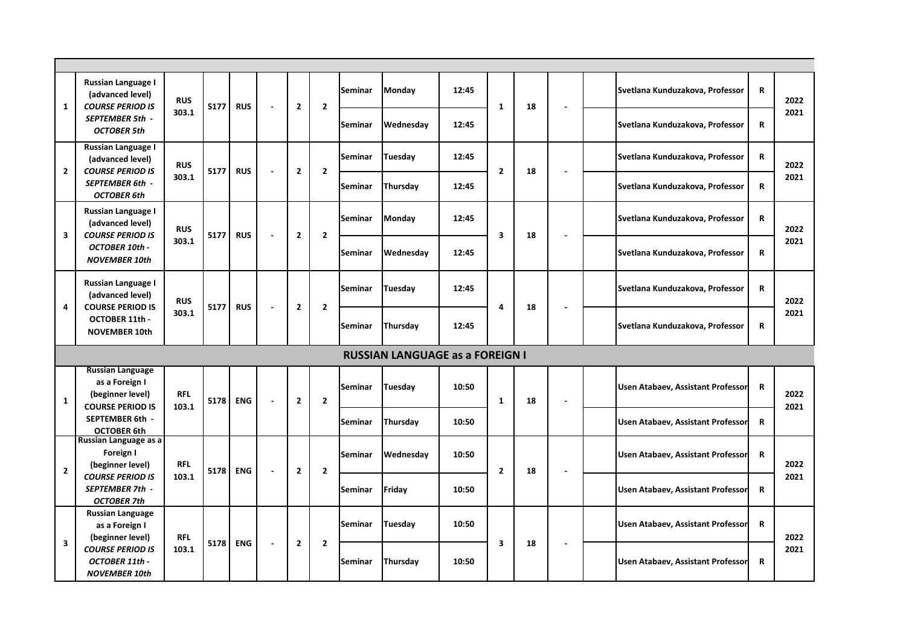| | | | | | | | | | | | | | | | | | | |
|---|---|---|---|---|---|---|---|---|---|---|---|---|---|---|---|---|---|---|
| 1 | Russian Language I (advanced level) *COURSE PERIOD IS SEPTEMBER 5th - OCTOBER 5th* | RUS 303.1 | 5177 | RUS | - | 2 | 2 | Seminar | Monday | 12:45 | 1 | 18 | - | | Svetlana Kunduzakova, Professor | R | 2022 2021 |
| | | | | | | | | Seminar | Wednesday | 12:45 | | | | | Svetlana Kunduzakova, Professor | R | |
| 2 | Russian Language I (advanced level) *COURSE PERIOD IS SEPTEMBER 6th - OCTOBER 6th* | RUS 303.1 | 5177 | RUS | - | 2 | 2 | Seminar | Tuesday | 12:45 | 2 | 18 | - | | Svetlana Kunduzakova, Professor | R | 2022 2021 |
| | | | | | | | | Seminar | Thursday | 12:45 | | | | | Svetlana Kunduzakova, Professor | R | |
| 3 | Russian Language I (advanced level) *COURSE PERIOD IS OCTOBER 10th - NOVEMBER 10th* | RUS 303.1 | 5177 | RUS | - | 2 | 2 | Seminar | Monday | 12:45 | 3 | 18 | - | | Svetlana Kunduzakova, Professor | R | 2022 2021 |
| | | | | | | | | Seminar | Wednesday | 12:45 | | | | | Svetlana Kunduzakova, Professor | R | |
| 4 | Russian Language I (advanced level) COURSE PERIOD IS OCTOBER 11th - NOVEMBER 10th | RUS 303.1 | 5177 | RUS | - | 2 | 2 | Seminar | Tuesday | 12:45 | 4 | 18 | - | | Svetlana Kunduzakova, Professor | R | 2022 2021 |
| | | | | | | | | Seminar | Thursday | 12:45 | | | | | Svetlana Kunduzakova, Professor | R | |
| **RUSSIAN LANGUAGE as a FOREIGN I** | | | | | | | | | | | | | | | | | |
| 1 | Russian Language as a Foreign I (beginner level) COURSE PERIOD IS SEPTEMBER 6th - OCTOBER 6th | RFL 103.1 | 5178 | ENG | - | 2 | 2 | Seminar | Tuesday | 10:50 | 1 | 18 | - | | Usen Atabaev, Assistant Professor | R | 2022 2021 |
| | | | | | | | | Seminar | Thursday | 10:50 | | | | | Usen Atabaev, Assistant Professor | R | |
| 2 | Russian Language as a Foreign I (beginner level) *COURSE PERIOD IS SEPTEMBER 7th - OCTOBER 7th* | RFL 103.1 | 5178 | ENG | - | 2 | 2 | Seminar | Wednesday | 10:50 | 2 | 18 | - | | Usen Atabaev, Assistant Professor | R | 2022 2021 |
| | | | | | | | | Seminar | Friday | 10:50 | | | | | Usen Atabaev, Assistant Professor | R | |
| 3 | Russian Language as a Foreign I (beginner level) *COURSE PERIOD IS OCTOBER 11th - NOVEMBER 10th* | RFL 103.1 | 5178 | ENG | - | 2 | 2 | Seminar | Tuesday | 10:50 | 3 | 18 | - | | Usen Atabaev, Assistant Professor | R | 2022 2021 |
| | | | | | | | | Seminar | Thursday | 10:50 | | | | | Usen Atabaev, Assistant Professor | R | |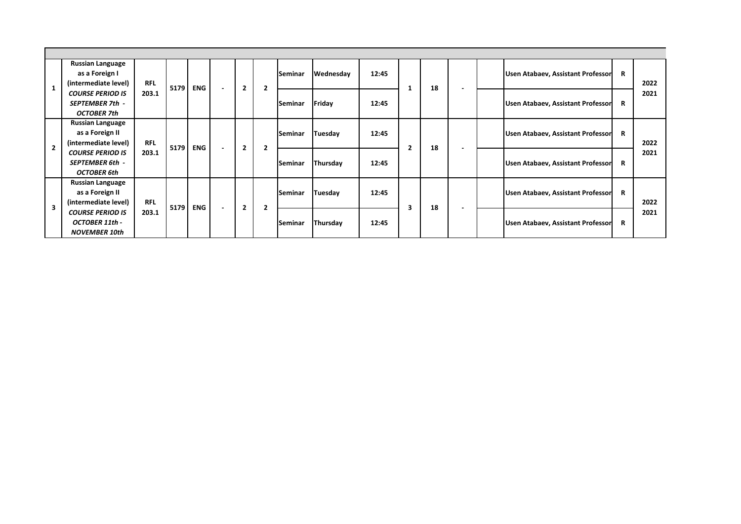| | | | | | | | | | | | | | | | | | | |
|---|---|---|---|---|---|---|---|---|---|---|---|---|---|---|---|---|---|---|
| 1 | Russian Language as a Foreign I (intermediate level) ***COURSE PERIOD IS SEPTEMBER 7th - OCTOBER 7th*** | RFL 203.1 | 5179 | ENG | - | 2 | 2 | Seminar | Wednesday | 12:45 | 1 | 18 | - | | Usen Atabaev, Assistant Professor | R | 2022 2021 |
| | | | | | | | | Seminar | Friday | 12:45 | | | | | Usen Atabaev, Assistant Professor | R | |
| 2 | Russian Language as a Foreign II (intermediate level) ***COURSE PERIOD IS SEPTEMBER 6th - OCTOBER 6th*** | RFL 203.1 | 5179 | ENG | - | 2 | 2 | Seminar | Tuesday | 12:45 | 2 | 18 | - | | Usen Atabaev, Assistant Professor | R | 2022 2021 |
| | | | | | | | | Seminar | Thursday | 12:45 | | | | | Usen Atabaev, Assistant Professor | R | |
| 3 | Russian Language as a Foreign II (intermediate level) ***COURSE PERIOD IS OCTOBER 11th - NOVEMBER 10th*** | RFL 203.1 | 5179 | ENG | - | 2 | 2 | Seminar | Tuesday | 12:45 | 3 | 18 | - | | Usen Atabaev, Assistant Professor | R | 2022 2021 |
| | | | | | | | | Seminar | Thursday | 12:45 | | | | | Usen Atabaev, Assistant Professor | R | |